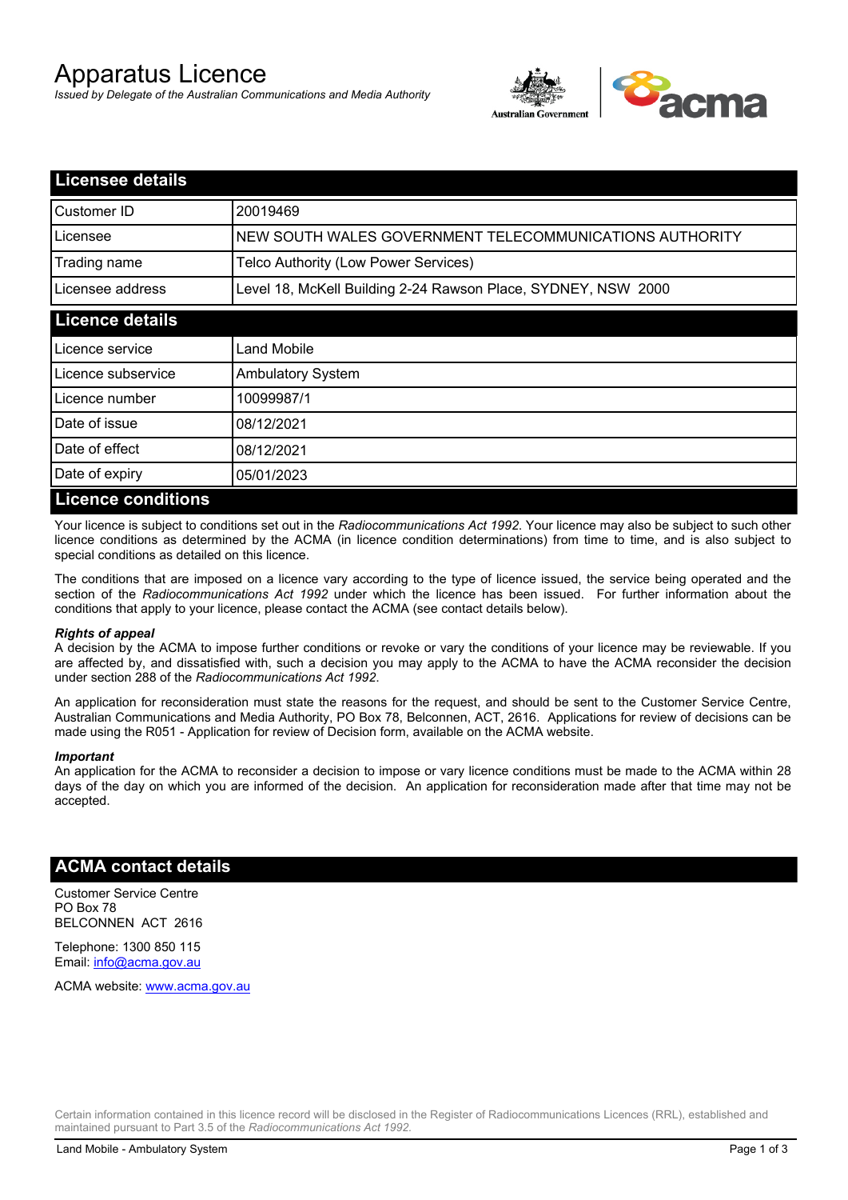# Apparatus Licence

*Issued by Delegate of the Australian Communications and Media Authority*

## Licensee details

| | |
|---|---|
| Customer ID | 20019469 |
| Licensee | NEW SOUTH WALES GOVERNMENT TELECOMMUNICATIONS AUTHORITY |
| Trading name | Telco Authority (Low Power Services) |
| Licensee address | Level 18, McKell Building 2-24 Rawson Place, SYDNEY, NSW 2000 |

## Licence details

| | |
|---|---|
| Licence service | Land Mobile |
| Licence subservice | Ambulatory System |
| Licence number | 10099987/1 |
| Date of issue | 08/12/2021 |
| Date of effect | 08/12/2021 |
| Date of expiry | 05/01/2023 |

## Licence conditions

Your licence is subject to conditions set out in the *Radiocommunications Act 1992*. Your licence may also be subject to such other licence conditions as determined by the ACMA (in licence condition determinations) from time to time, and is also subject to special conditions as detailed on this licence.

The conditions that are imposed on a licence vary according to the type of licence issued, the service being operated and the section of the *Radiocommunications Act 1992* under which the licence has been issued. For further information about the conditions that apply to your licence, please contact the ACMA (see contact details below).

***Rights of appeal***

A decision by the ACMA to impose further conditions or revoke or vary the conditions of your licence may be reviewable. If you are affected by, and dissatisfied with, such a decision you may apply to the ACMA to have the ACMA reconsider the decision under section 288 of the *Radiocommunications Act 1992*.

An application for reconsideration must state the reasons for the request, and should be sent to the Customer Service Centre, Australian Communications and Media Authority, PO Box 78, Belconnen, ACT, 2616. Applications for review of decisions can be made using the R051 - Application for review of Decision form, available on the ACMA website.

***Important***

An application for the ACMA to reconsider a decision to impose or vary licence conditions must be made to the ACMA within 28 days of the day on which you are informed of the decision. An application for reconsideration made after that time may not be accepted.

## ACMA contact details

Customer Service Centre
PO Box 78
BELCONNEN ACT 2616

Telephone: 1300 850 115
Email: info@acma.gov.au

ACMA website: www.acma.gov.au

Certain information contained in this licence record will be disclosed in the Register of Radiocommunications Licences (RRL), established and maintained pursuant to Part 3.5 of the *Radiocommunications Act 1992.*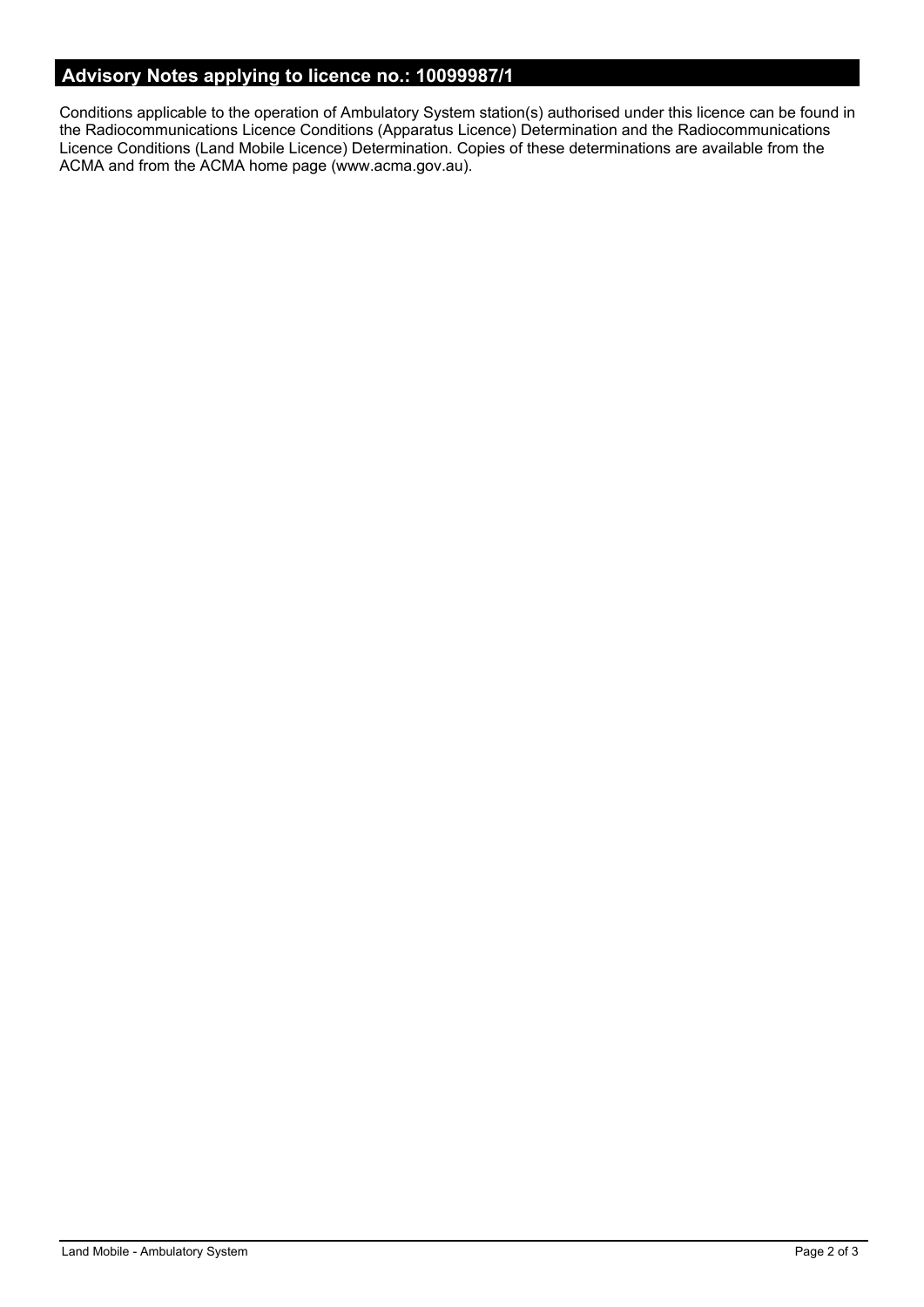## Advisory Notes applying to licence no.: 10099987/1

Conditions applicable to the operation of Ambulatory System station(s) authorised under this licence can be found in the Radiocommunications Licence Conditions (Apparatus Licence) Determination and the Radiocommunications Licence Conditions (Land Mobile Licence) Determination. Copies of these determinations are available from the ACMA and from the ACMA home page (www.acma.gov.au).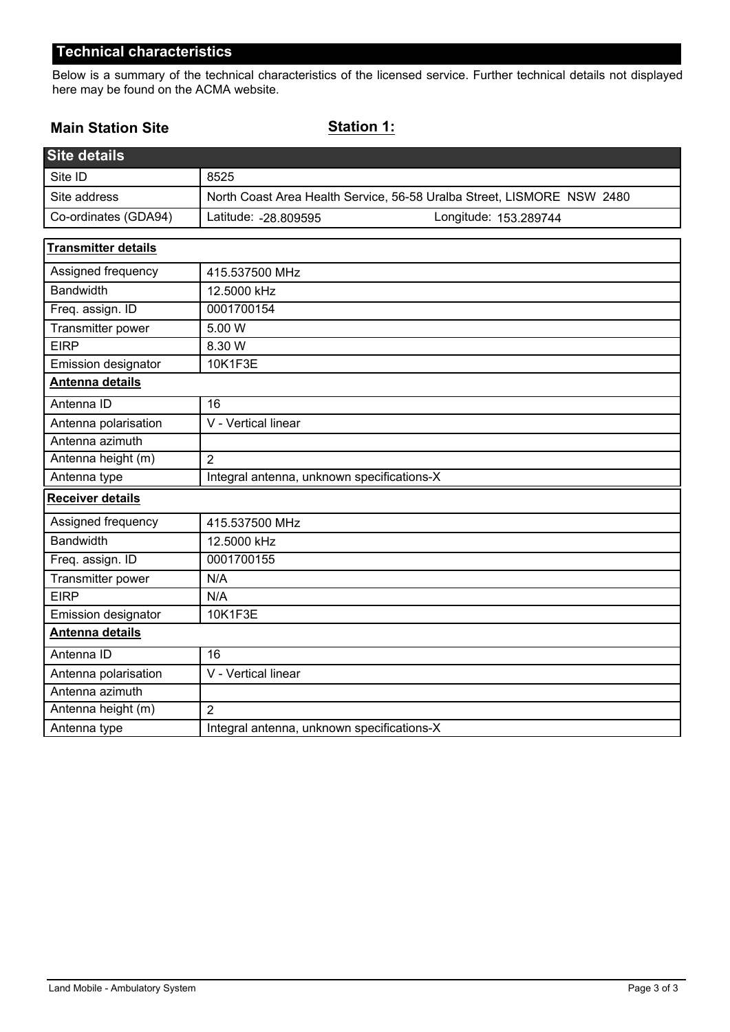## Technical characteristics

Below is a summary of the technical characteristics of the licensed service. Further technical details not displayed here may be found on the ACMA website.

### Main Station Site

**Station 1:**

| Site details | |
|---|---|
| Site ID | 8525 |
| Site address | North Coast Area Health Service, 56-58 Uralba Street, LISMORE NSW 2480 |
| Co-ordinates (GDA94) | Latitude: -28.809595 Longitude: 153.289744 |

| **Transmitter details** | |
|---|---|
| Assigned frequency | 415.537500 MHz |
| Bandwidth | 12.5000 kHz |
| Freq. assign. ID | 0001700154 |
| Transmitter power | 5.00 W |
| EIRP | 8.30 W |
| Emission designator | 10K1F3E |
| **Antenna details** | |
| Antenna ID | 16 |
| Antenna polarisation | V - Vertical linear |
| Antenna azimuth | |
| Antenna height (m) | 2 |
| Antenna type | Integral antenna, unknown specifications-X |

| **Receiver details** | |
|---|---|
| Assigned frequency | 415.537500 MHz |
| Bandwidth | 12.5000 kHz |
| Freq. assign. ID | 0001700155 |
| Transmitter power | N/A |
| EIRP | N/A |
| Emission designator | 10K1F3E |
| **Antenna details** | |
| Antenna ID | 16 |
| Antenna polarisation | V - Vertical linear |
| Antenna azimuth | |
| Antenna height (m) | 2 |
| Antenna type | Integral antenna, unknown specifications-X |